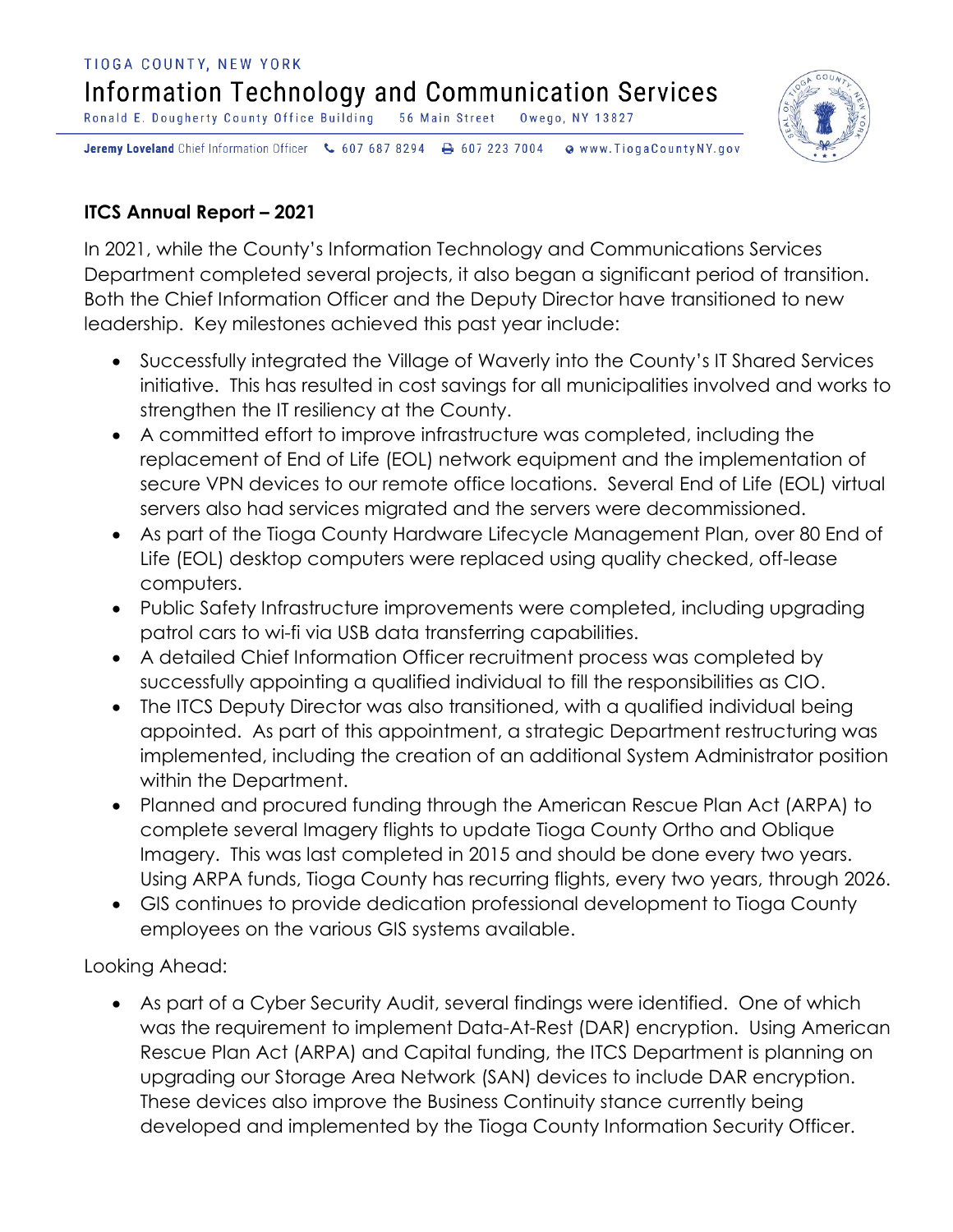TIOGA COUNTY, NEW YORK

# Information Technology and Communication Services

Ronald E. Dougherty County Office Building 56 Main Street Owego, NY 13827

**Jeremy Loveland** Chief Information Officer 607 687 8294 607 223 7004 www.TiogaCountyNY.gov

## ITCS Annual Report – 2021

In 2021, while the County's Information Technology and Communications Services Department completed several projects, it also began a significant period of transition. Both the Chief Information Officer and the Deputy Director have transitioned to new leadership. Key milestones achieved this past year include:

- Successfully integrated the Village of Waverly into the County's IT Shared Services initiative. This has resulted in cost savings for all municipalities involved and works to strengthen the IT resiliency at the County.
- A committed effort to improve infrastructure was completed, including the replacement of End of Life (EOL) network equipment and the implementation of secure VPN devices to our remote office locations. Several End of Life (EOL) virtual servers also had services migrated and the servers were decommissioned.
- As part of the Tioga County Hardware Lifecycle Management Plan, over 80 End of Life (EOL) desktop computers were replaced using quality checked, off-lease computers.
- Public Safety Infrastructure improvements were completed, including upgrading patrol cars to wi-fi via USB data transferring capabilities.
- A detailed Chief Information Officer recruitment process was completed by successfully appointing a qualified individual to fill the responsibilities as CIO.
- The ITCS Deputy Director was also transitioned, with a qualified individual being appointed. As part of this appointment, a strategic Department restructuring was implemented, including the creation of an additional System Administrator position within the Department.
- Planned and procured funding through the American Rescue Plan Act (ARPA) to complete several Imagery flights to update Tioga County Ortho and Oblique Imagery. This was last completed in 2015 and should be done every two years. Using ARPA funds, Tioga County has recurring flights, every two years, through 2026.
- GIS continues to provide dedication professional development to Tioga County employees on the various GIS systems available.

Looking Ahead:

- As part of a Cyber Security Audit, several findings were identified. One of which was the requirement to implement Data-At-Rest (DAR) encryption. Using American Rescue Plan Act (ARPA) and Capital funding, the ITCS Department is planning on upgrading our Storage Area Network (SAN) devices to include DAR encryption. These devices also improve the Business Continuity stance currently being developed and implemented by the Tioga County Information Security Officer.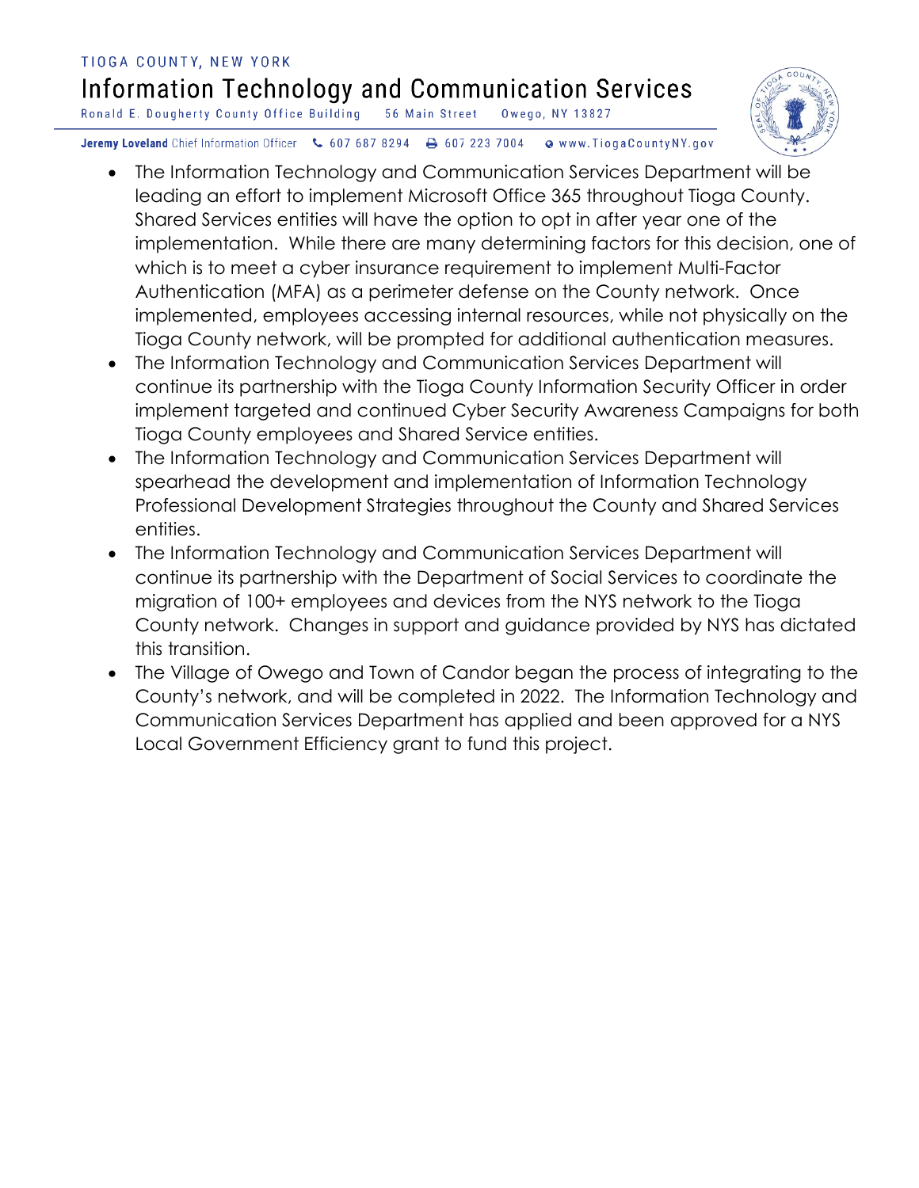- The Information Technology and Communication Services Department will be leading an effort to implement Microsoft Office 365 throughout Tioga County. Shared Services entities will have the option to opt in after year one of the implementation. While there are many determining factors for this decision, one of which is to meet a cyber insurance requirement to implement Multi-Factor Authentication (MFA) as a perimeter defense on the County network. Once implemented, employees accessing internal resources, while not physically on the Tioga County network, will be prompted for additional authentication measures.
- The Information Technology and Communication Services Department will continue its partnership with the Tioga County Information Security Officer in order implement targeted and continued Cyber Security Awareness Campaigns for both Tioga County employees and Shared Service entities.
- The Information Technology and Communication Services Department will spearhead the development and implementation of Information Technology Professional Development Strategies throughout the County and Shared Services entities.
- The Information Technology and Communication Services Department will continue its partnership with the Department of Social Services to coordinate the migration of 100+ employees and devices from the NYS network to the Tioga County network. Changes in support and guidance provided by NYS has dictated this transition.
- The Village of Owego and Town of Candor began the process of integrating to the County's network, and will be completed in 2022. The Information Technology and Communication Services Department has applied and been approved for a NYS Local Government Efficiency grant to fund this project.